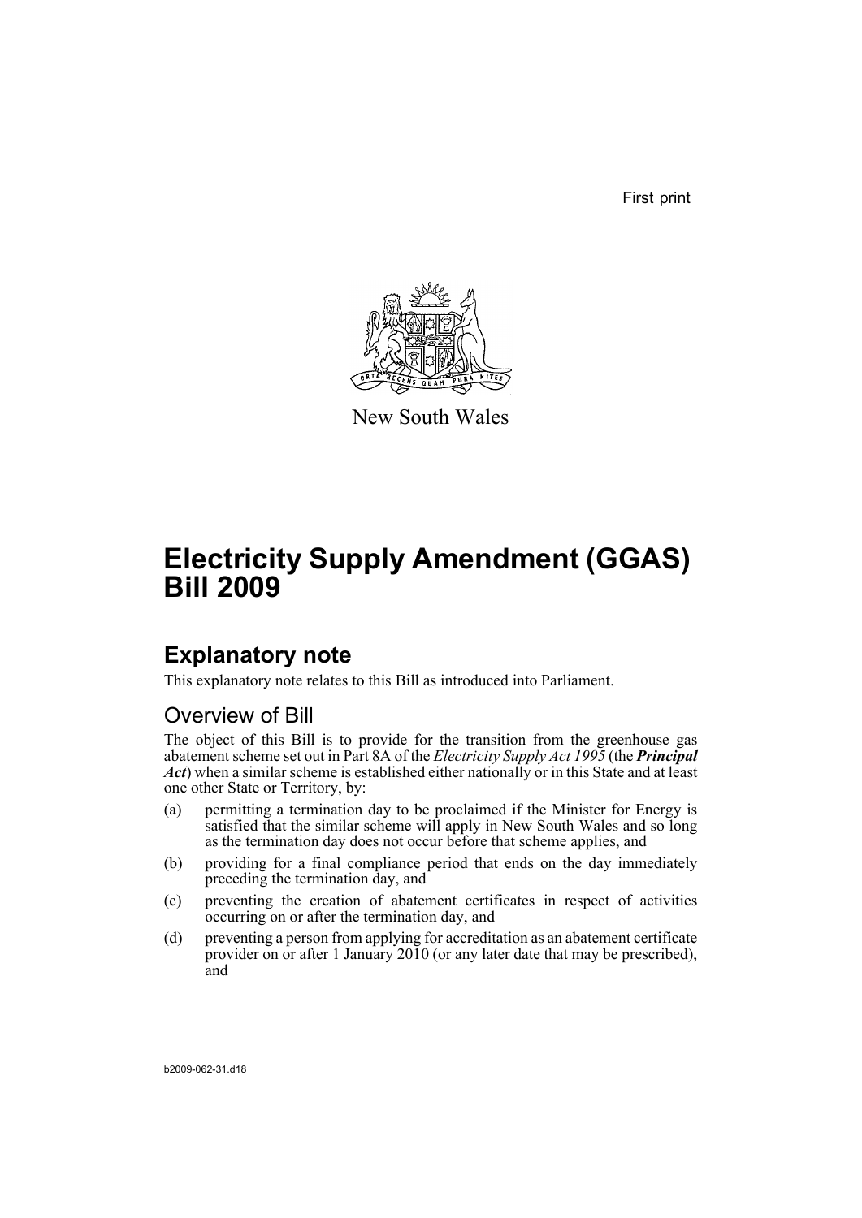First print

New South Wales

# Electricity Supply Amendment (GGAS) Bill 2009

## Explanatory note

This explanatory note relates to this Bill as introduced into Parliament.

### Overview of Bill

The object of this Bill is to provide for the transition from the greenhouse gas abatement scheme set out in Part 8A of the *Electricity Supply Act 1995* (the ***Principal Act***) when a similar scheme is established either nationally or in this State and at least one other State or Territory, by:

(a) permitting a termination day to be proclaimed if the Minister for Energy is satisfied that the similar scheme will apply in New South Wales and so long as the termination day does not occur before that scheme applies, and

(b) providing for a final compliance period that ends on the day immediately preceding the termination day, and

(c) preventing the creation of abatement certificates in respect of activities occurring on or after the termination day, and

(d) preventing a person from applying for accreditation as an abatement certificate provider on or after 1 January 2010 (or any later date that may be prescribed), and

b2009-062-31.d18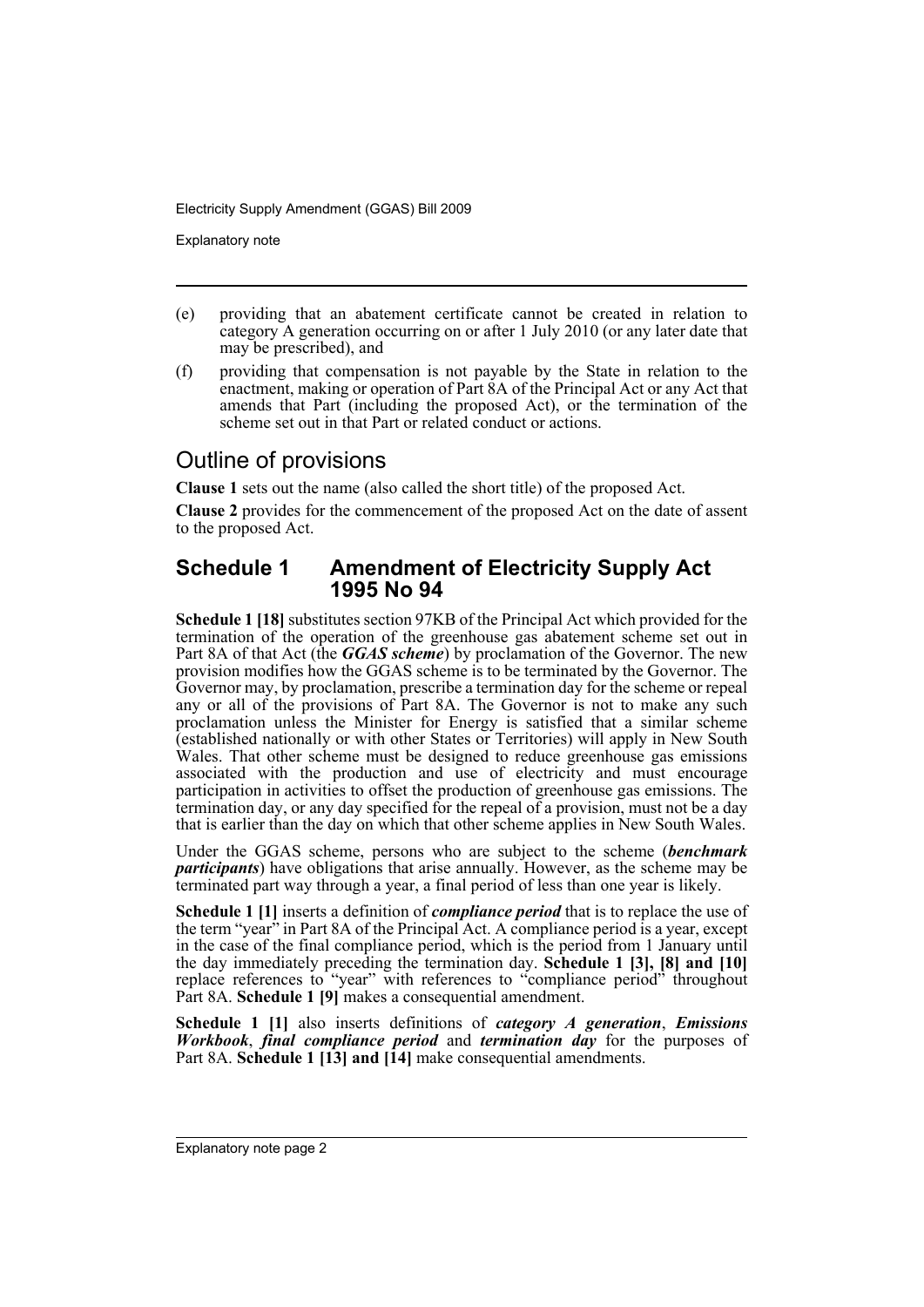(e) providing that an abatement certificate cannot be created in relation to category A generation occurring on or after 1 July 2010 (or any later date that may be prescribed), and

(f) providing that compensation is not payable by the State in relation to the enactment, making or operation of Part 8A of the Principal Act or any Act that amends that Part (including the proposed Act), or the termination of the scheme set out in that Part or related conduct or actions.

## Outline of provisions

**Clause 1** sets out the name (also called the short title) of the proposed Act.

**Clause 2** provides for the commencement of the proposed Act on the date of assent to the proposed Act.

### Schedule 1 Amendment of Electricity Supply Act 1995 No 94

**Schedule 1 [18]** substitutes section 97KB of the Principal Act which provided for the termination of the operation of the greenhouse gas abatement scheme set out in Part 8A of that Act (the ***GGAS scheme***) by proclamation of the Governor. The new provision modifies how the GGAS scheme is to be terminated by the Governor. The Governor may, by proclamation, prescribe a termination day for the scheme or repeal any or all of the provisions of Part 8A. The Governor is not to make any such proclamation unless the Minister for Energy is satisfied that a similar scheme (established nationally or with other States or Territories) will apply in New South Wales. That other scheme must be designed to reduce greenhouse gas emissions associated with the production and use of electricity and must encourage participation in activities to offset the production of greenhouse gas emissions. The termination day, or any day specified for the repeal of a provision, must not be a day that is earlier than the day on which that other scheme applies in New South Wales.

Under the GGAS scheme, persons who are subject to the scheme (***benchmark participants***) have obligations that arise annually. However, as the scheme may be terminated part way through a year, a final period of less than one year is likely.

**Schedule 1 [1]** inserts a definition of ***compliance period*** that is to replace the use of the term "year" in Part 8A of the Principal Act. A compliance period is a year, except in the case of the final compliance period, which is the period from 1 January until the day immediately preceding the termination day. **Schedule 1 [3], [8] and [10]** replace references to "year" with references to "compliance period" throughout Part 8A. **Schedule 1 [9]** makes a consequential amendment.

**Schedule 1 [1]** also inserts definitions of ***category A generation***, ***Emissions Workbook***, ***final compliance period*** and ***termination day*** for the purposes of Part 8A. **Schedule 1 [13] and [14]** make consequential amendments.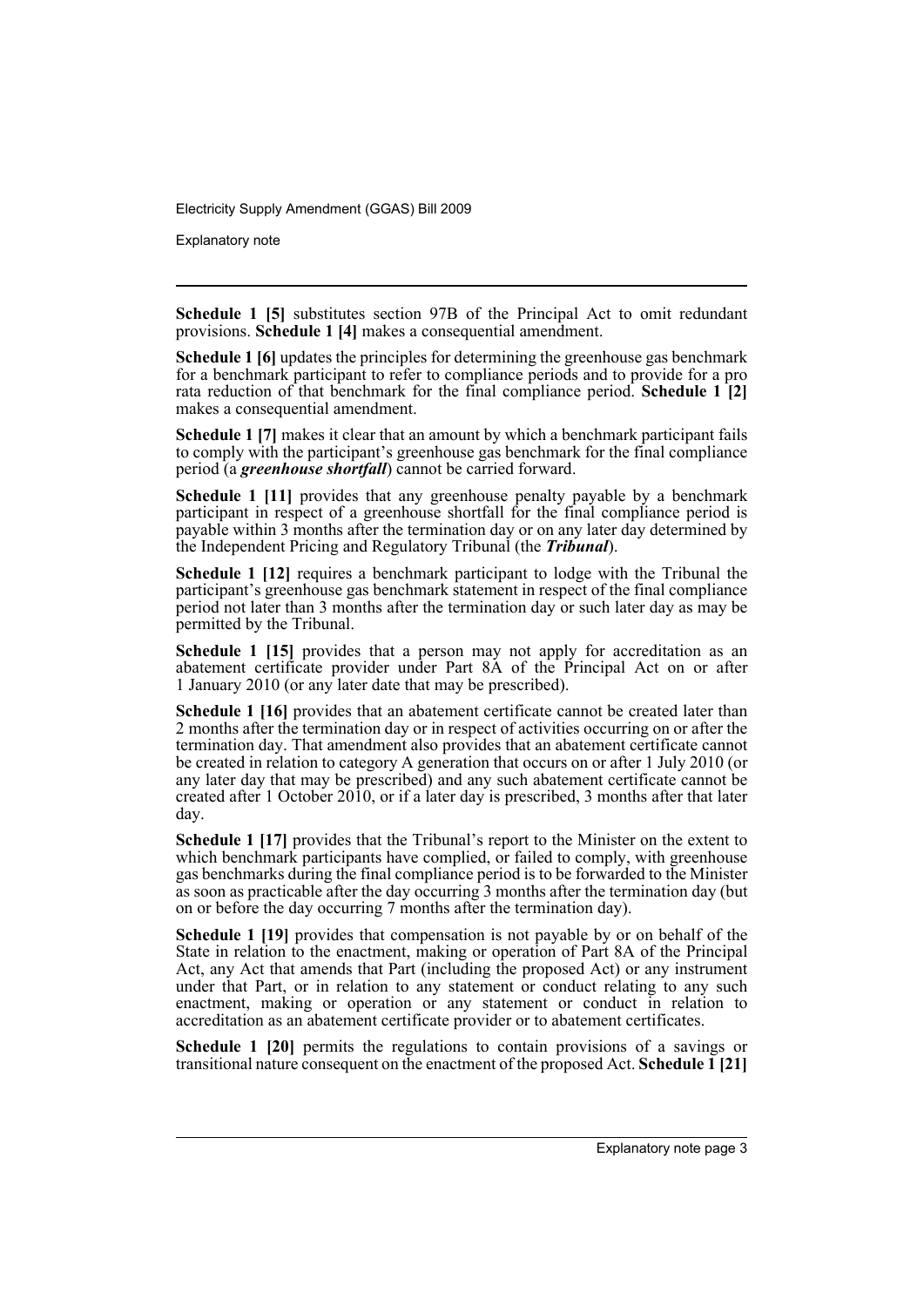**Schedule 1 [5]** substitutes section 97B of the Principal Act to omit redundant provisions. **Schedule 1 [4]** makes a consequential amendment.

**Schedule 1 [6]** updates the principles for determining the greenhouse gas benchmark for a benchmark participant to refer to compliance periods and to provide for a pro rata reduction of that benchmark for the final compliance period. **Schedule 1 [2]** makes a consequential amendment.

**Schedule 1 [7]** makes it clear that an amount by which a benchmark participant fails to comply with the participant's greenhouse gas benchmark for the final compliance period (a ***greenhouse shortfall***) cannot be carried forward.

**Schedule 1 [11]** provides that any greenhouse penalty payable by a benchmark participant in respect of a greenhouse shortfall for the final compliance period is payable within 3 months after the termination day or on any later day determined by the Independent Pricing and Regulatory Tribunal (the ***Tribunal***).

**Schedule 1 [12]** requires a benchmark participant to lodge with the Tribunal the participant's greenhouse gas benchmark statement in respect of the final compliance period not later than 3 months after the termination day or such later day as may be permitted by the Tribunal.

**Schedule 1 [15]** provides that a person may not apply for accreditation as an abatement certificate provider under Part 8A of the Principal Act on or after 1 January 2010 (or any later date that may be prescribed).

**Schedule 1 [16]** provides that an abatement certificate cannot be created later than 2 months after the termination day or in respect of activities occurring on or after the termination day. That amendment also provides that an abatement certificate cannot be created in relation to category A generation that occurs on or after 1 July 2010 (or any later day that may be prescribed) and any such abatement certificate cannot be created after 1 October 2010, or if a later day is prescribed, 3 months after that later day.

**Schedule 1 [17]** provides that the Tribunal's report to the Minister on the extent to which benchmark participants have complied, or failed to comply, with greenhouse gas benchmarks during the final compliance period is to be forwarded to the Minister as soon as practicable after the day occurring 3 months after the termination day (but on or before the day occurring 7 months after the termination day).

**Schedule 1 [19]** provides that compensation is not payable by or on behalf of the State in relation to the enactment, making or operation of Part 8A of the Principal Act, any Act that amends that Part (including the proposed Act) or any instrument under that Part, or in relation to any statement or conduct relating to any such enactment, making or operation or any statement or conduct in relation to accreditation as an abatement certificate provider or to abatement certificates.

**Schedule 1 [20]** permits the regulations to contain provisions of a savings or transitional nature consequent on the enactment of the proposed Act. **Schedule 1 [21]**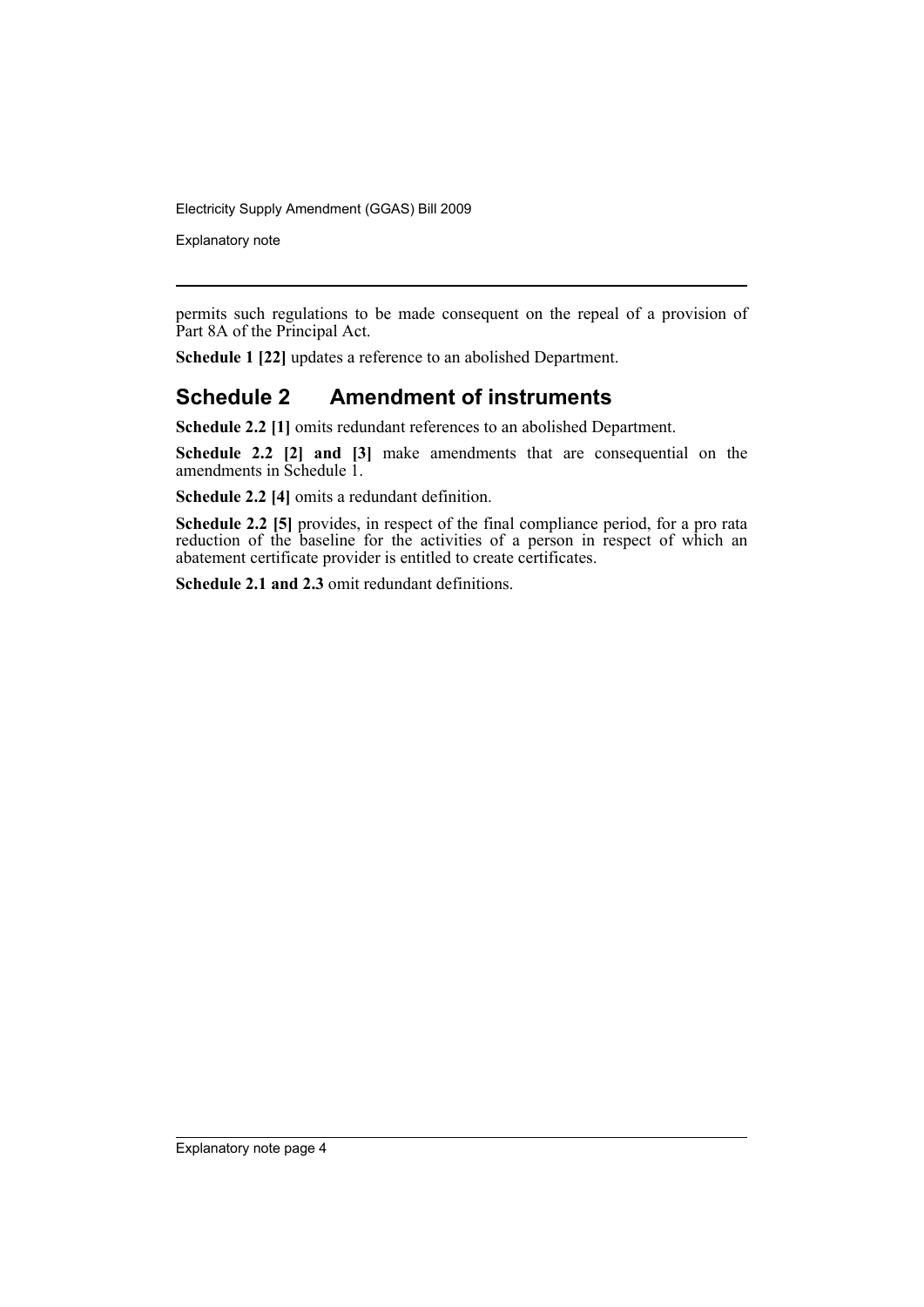permits such regulations to be made consequent on the repeal of a provision of Part 8A of the Principal Act.

**Schedule 1 [22]** updates a reference to an abolished Department.

## Schedule 2 Amendment of instruments

**Schedule 2.2 [1]** omits redundant references to an abolished Department.

**Schedule 2.2 [2] and [3]** make amendments that are consequential on the amendments in Schedule 1.

**Schedule 2.2 [4]** omits a redundant definition.

**Schedule 2.2 [5]** provides, in respect of the final compliance period, for a pro rata reduction of the baseline for the activities of a person in respect of which an abatement certificate provider is entitled to create certificates.

**Schedule 2.1 and 2.3** omit redundant definitions.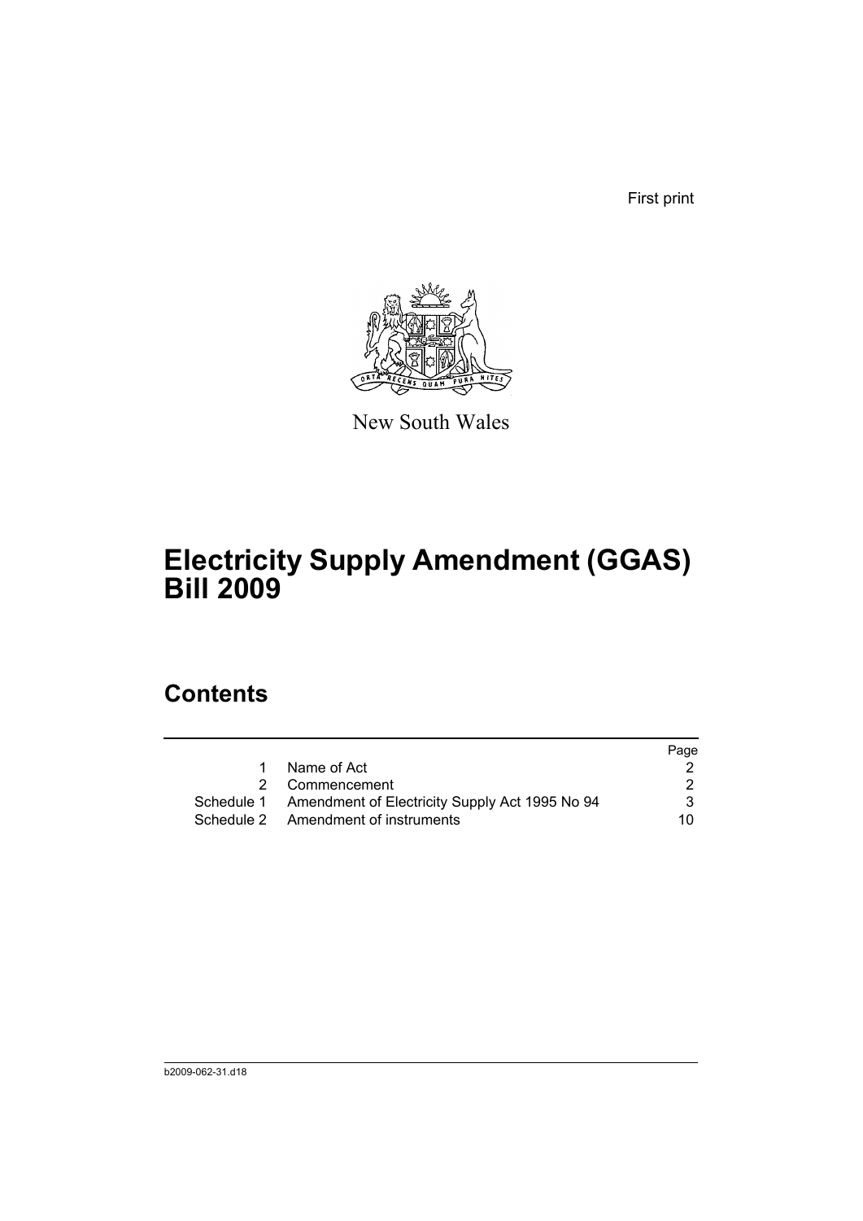First print

New South Wales

# Electricity Supply Amendment (GGAS) Bill 2009

## Contents

| | | Page |
|---|---|---|
| 1 | Name of Act | 2 |
| 2 | Commencement | 2 |
| Schedule 1 | Amendment of Electricity Supply Act 1995 No 94 | 3 |
| Schedule 2 | Amendment of instruments | 10 |

b2009-062-31.d18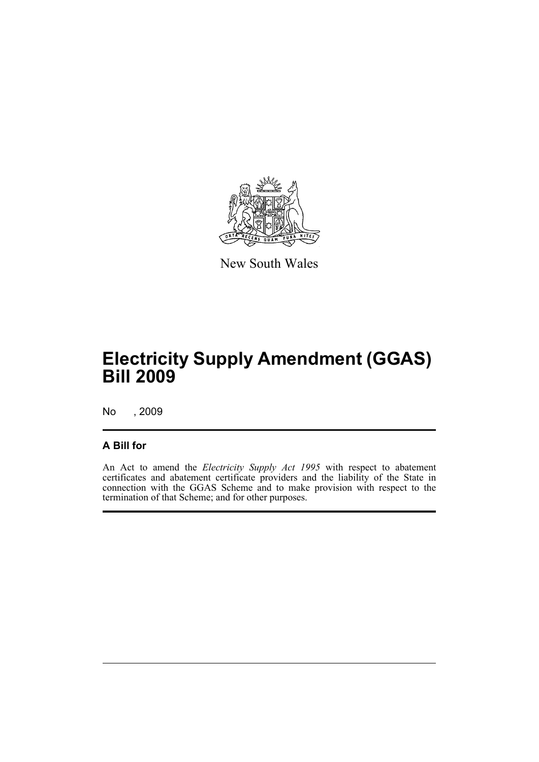New South Wales

# Electricity Supply Amendment (GGAS) Bill 2009

No , 2009

## A Bill for

An Act to amend the *Electricity Supply Act 1995* with respect to abatement certificates and abatement certificate providers and the liability of the State in connection with the GGAS Scheme and to make provision with respect to the termination of that Scheme; and for other purposes.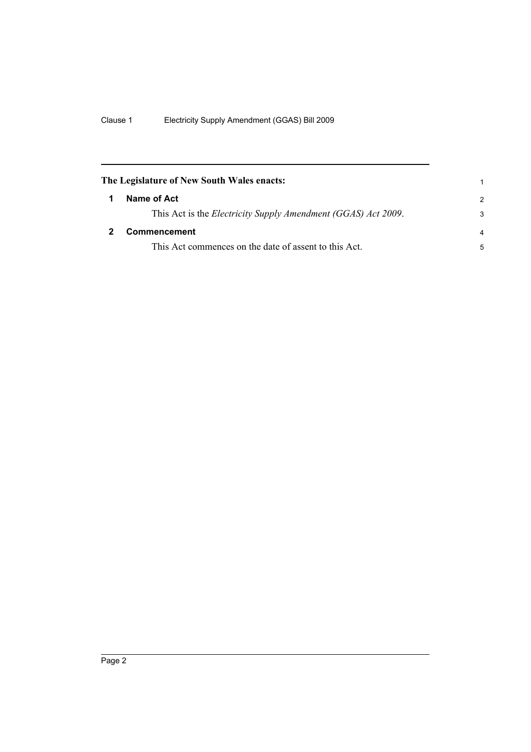**The Legislature of New South Wales enacts:**

## 1 Name of Act

This Act is the *Electricity Supply Amendment (GGAS) Act 2009*.

## 2 Commencement

This Act commences on the date of assent to this Act.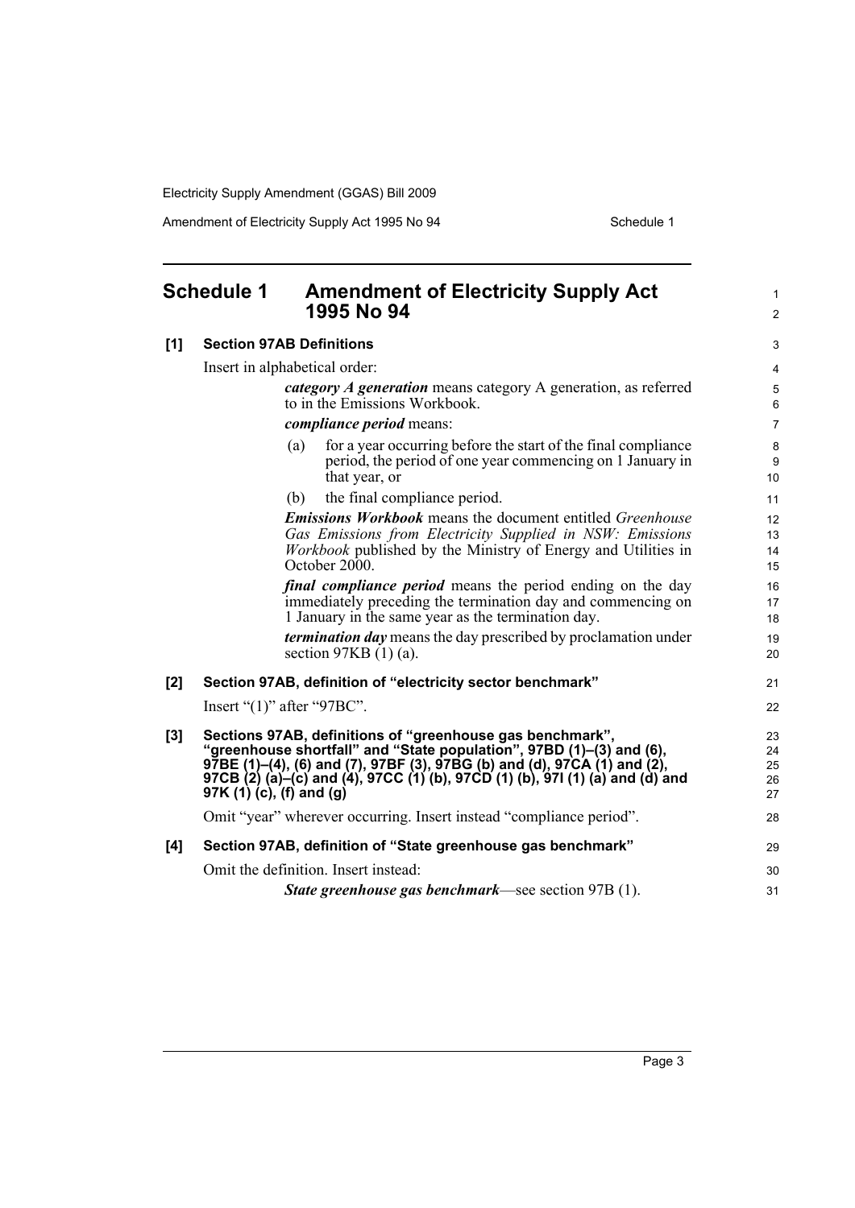# Schedule 1 Amendment of Electricity Supply Act 1995 No 94

**[1] Section 97AB Definitions**

Insert in alphabetical order:

> ***category A generation*** means category A generation, as referred to in the Emissions Workbook.
>
> ***compliance period*** means:
>
> (a) for a year occurring before the start of the final compliance period, the period of one year commencing on 1 January in that year, or
>
> (b) the final compliance period.
>
> ***Emissions Workbook*** means the document entitled *Greenhouse Gas Emissions from Electricity Supplied in NSW: Emissions Workbook* published by the Ministry of Energy and Utilities in October 2000.
>
> ***final compliance period*** means the period ending on the day immediately preceding the termination day and commencing on 1 January in the same year as the termination day.
>
> ***termination day*** means the day prescribed by proclamation under section 97KB (1) (a).

**[2] Section 97AB, definition of "electricity sector benchmark"**

Insert "(1)" after "97BC".

**[3] Sections 97AB, definitions of "greenhouse gas benchmark", "greenhouse shortfall" and "State population", 97BD (1)–(3) and (6), 97BE (1)–(4), (6) and (7), 97BF (3), 97BG (b) and (d), 97CA (1) and (2), 97CB (2) (a)–(c) and (4), 97CC (1) (b), 97CD (1) (b), 97I (1) (a) and (d) and 97K (1) (c), (f) and (g)**

Omit "year" wherever occurring. Insert instead "compliance period".

**[4] Section 97AB, definition of "State greenhouse gas benchmark"**

Omit the definition. Insert instead:

> ***State greenhouse gas benchmark***—see section 97B (1).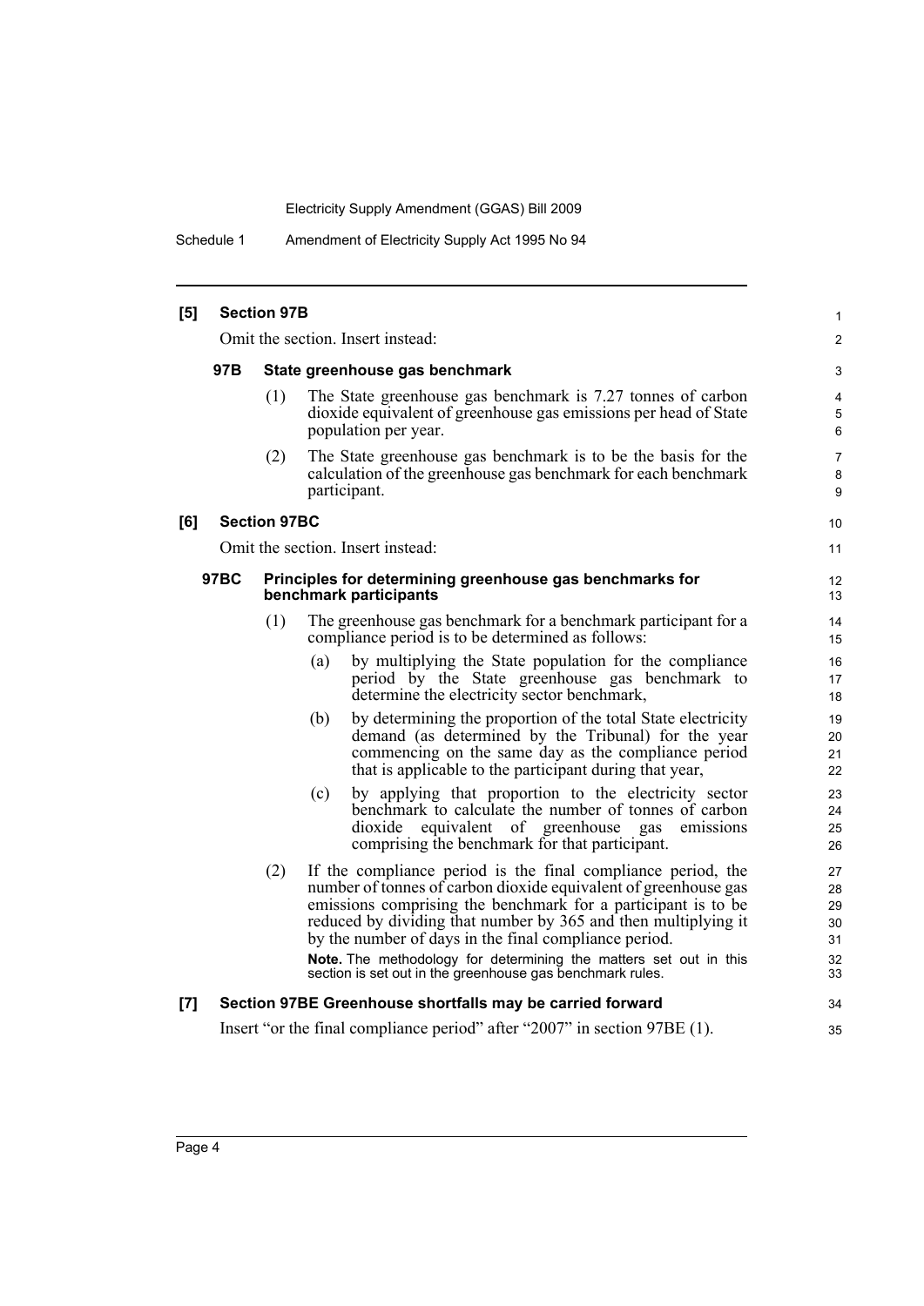**[5] Section 97B**

Omit the section. Insert instead:

**97B State greenhouse gas benchmark**

(1) The State greenhouse gas benchmark is 7.27 tonnes of carbon dioxide equivalent of greenhouse gas emissions per head of State population per year.

(2) The State greenhouse gas benchmark is to be the basis for the calculation of the greenhouse gas benchmark for each benchmark participant.

**[6] Section 97BC**

Omit the section. Insert instead:

**97BC Principles for determining greenhouse gas benchmarks for benchmark participants**

(1) The greenhouse gas benchmark for a benchmark participant for a compliance period is to be determined as follows:

(a) by multiplying the State population for the compliance period by the State greenhouse gas benchmark to determine the electricity sector benchmark,

(b) by determining the proportion of the total State electricity demand (as determined by the Tribunal) for the year commencing on the same day as the compliance period that is applicable to the participant during that year,

(c) by applying that proportion to the electricity sector benchmark to calculate the number of tonnes of carbon dioxide equivalent of greenhouse gas emissions comprising the benchmark for that participant.

(2) If the compliance period is the final compliance period, the number of tonnes of carbon dioxide equivalent of greenhouse gas emissions comprising the benchmark for a participant is to be reduced by dividing that number by 365 and then multiplying it by the number of days in the final compliance period.

**Note.** The methodology for determining the matters set out in this section is set out in the greenhouse gas benchmark rules.

**[7] Section 97BE Greenhouse shortfalls may be carried forward**

Insert "or the final compliance period" after "2007" in section 97BE (1).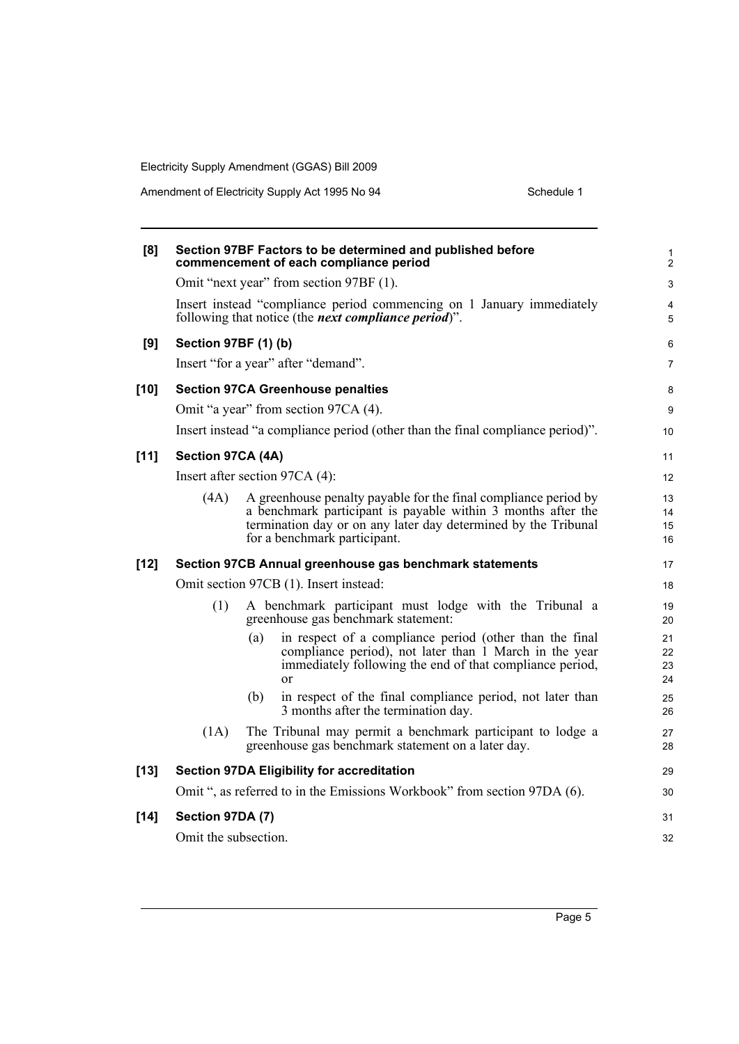**[8] Section 97BF Factors to be determined and published before commencement of each compliance period**

Omit "next year" from section 97BF (1).

Insert instead "compliance period commencing on 1 January immediately following that notice (the ***next compliance period***)".

**[9] Section 97BF (1) (b)**

Insert "for a year" after "demand".

**[10] Section 97CA Greenhouse penalties**

Omit "a year" from section 97CA (4).

Insert instead "a compliance period (other than the final compliance period)".

**[11] Section 97CA (4A)**

Insert after section 97CA (4):

(4A) A greenhouse penalty payable for the final compliance period by a benchmark participant is payable within 3 months after the termination day or on any later day determined by the Tribunal for a benchmark participant.

**[12] Section 97CB Annual greenhouse gas benchmark statements**

Omit section 97CB (1). Insert instead:

(1) A benchmark participant must lodge with the Tribunal a greenhouse gas benchmark statement:

(a) in respect of a compliance period (other than the final compliance period), not later than 1 March in the year immediately following the end of that compliance period, or

(b) in respect of the final compliance period, not later than 3 months after the termination day.

(1A) The Tribunal may permit a benchmark participant to lodge a greenhouse gas benchmark statement on a later day.

**[13] Section 97DA Eligibility for accreditation**

Omit ", as referred to in the Emissions Workbook" from section 97DA (6).

**[14] Section 97DA (7)**

Omit the subsection.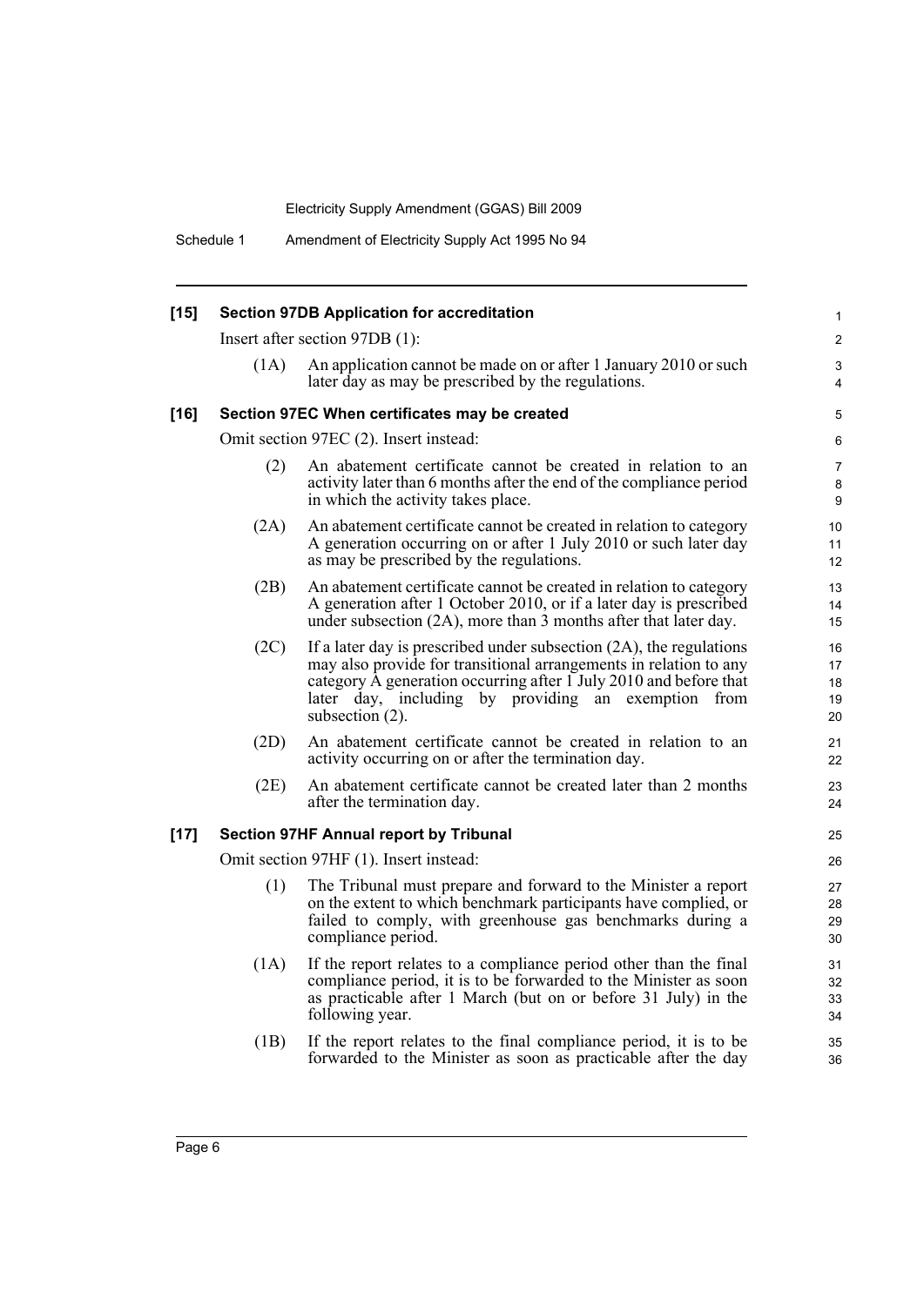**[15] Section 97DB Application for accreditation**

Insert after section 97DB (1):

(1A) An application cannot be made on or after 1 January 2010 or such later day as may be prescribed by the regulations.

**[16] Section 97EC When certificates may be created**

Omit section 97EC (2). Insert instead:

(2) An abatement certificate cannot be created in relation to an activity later than 6 months after the end of the compliance period in which the activity takes place.

(2A) An abatement certificate cannot be created in relation to category A generation occurring on or after 1 July 2010 or such later day as may be prescribed by the regulations.

(2B) An abatement certificate cannot be created in relation to category A generation after 1 October 2010, or if a later day is prescribed under subsection (2A), more than 3 months after that later day.

(2C) If a later day is prescribed under subsection (2A), the regulations may also provide for transitional arrangements in relation to any category A generation occurring after 1 July 2010 and before that later day, including by providing an exemption from subsection (2).

(2D) An abatement certificate cannot be created in relation to an activity occurring on or after the termination day.

(2E) An abatement certificate cannot be created later than 2 months after the termination day.

**[17] Section 97HF Annual report by Tribunal**

Omit section 97HF (1). Insert instead:

(1) The Tribunal must prepare and forward to the Minister a report on the extent to which benchmark participants have complied, or failed to comply, with greenhouse gas benchmarks during a compliance period.

(1A) If the report relates to a compliance period other than the final compliance period, it is to be forwarded to the Minister as soon as practicable after 1 March (but on or before 31 July) in the following year.

(1B) If the report relates to the final compliance period, it is to be forwarded to the Minister as soon as practicable after the day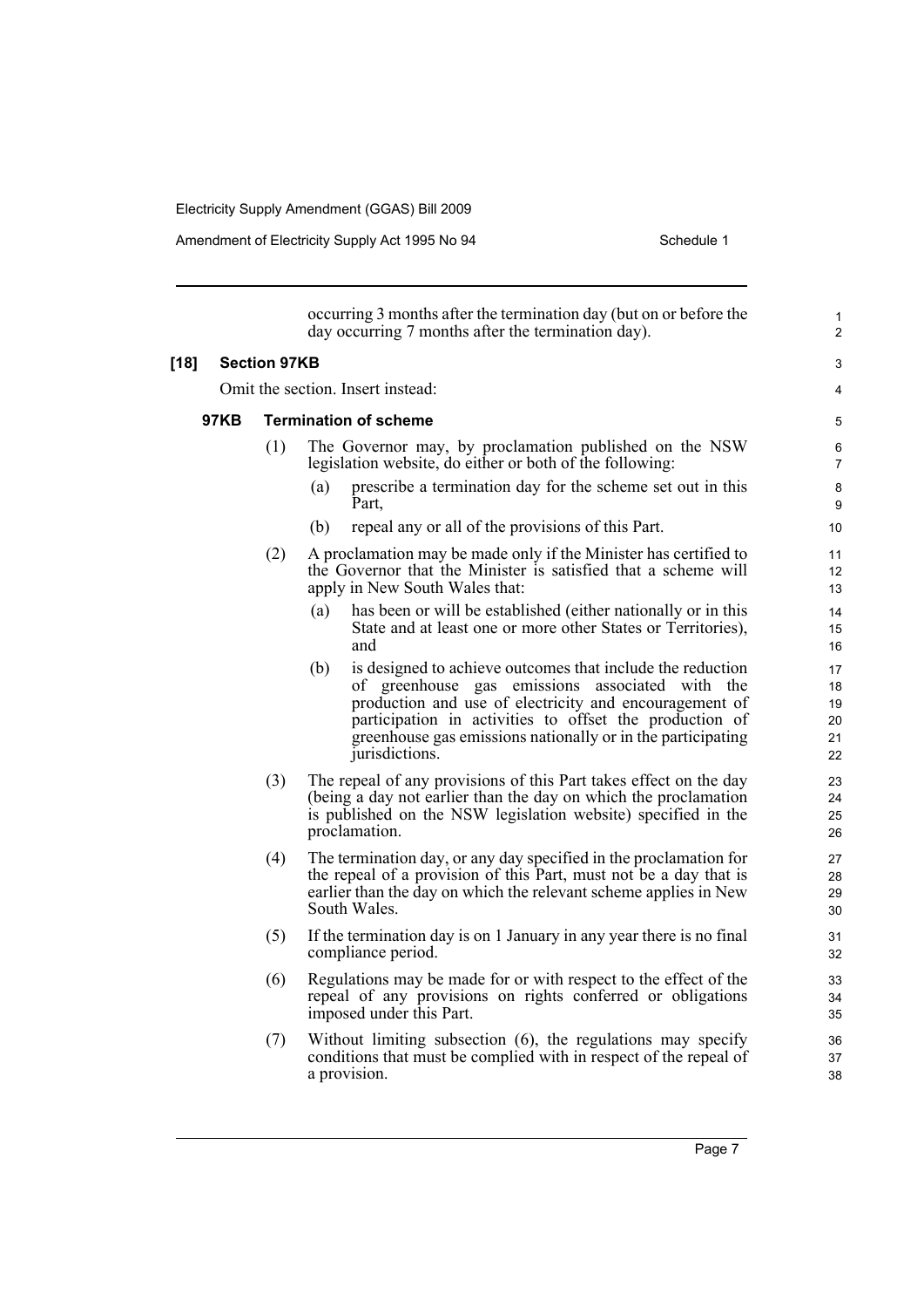occurring 3 months after the termination day (but on or before the day occurring 7 months after the termination day).

**[18] Section 97KB**

Omit the section. Insert instead:

**97KB Termination of scheme**

(1) The Governor may, by proclamation published on the NSW legislation website, do either or both of the following:

- (a) prescribe a termination day for the scheme set out in this Part,
- (b) repeal any or all of the provisions of this Part.

(2) A proclamation may be made only if the Minister has certified to the Governor that the Minister is satisfied that a scheme will apply in New South Wales that:

- (a) has been or will be established (either nationally or in this State and at least one or more other States or Territories), and
- (b) is designed to achieve outcomes that include the reduction of greenhouse gas emissions associated with the production and use of electricity and encouragement of participation in activities to offset the production of greenhouse gas emissions nationally or in the participating jurisdictions.

(3) The repeal of any provisions of this Part takes effect on the day (being a day not earlier than the day on which the proclamation is published on the NSW legislation website) specified in the proclamation.

(4) The termination day, or any day specified in the proclamation for the repeal of a provision of this Part, must not be a day that is earlier than the day on which the relevant scheme applies in New South Wales.

(5) If the termination day is on 1 January in any year there is no final compliance period.

(6) Regulations may be made for or with respect to the effect of the repeal of any provisions on rights conferred or obligations imposed under this Part.

(7) Without limiting subsection (6), the regulations may specify conditions that must be complied with in respect of the repeal of a provision.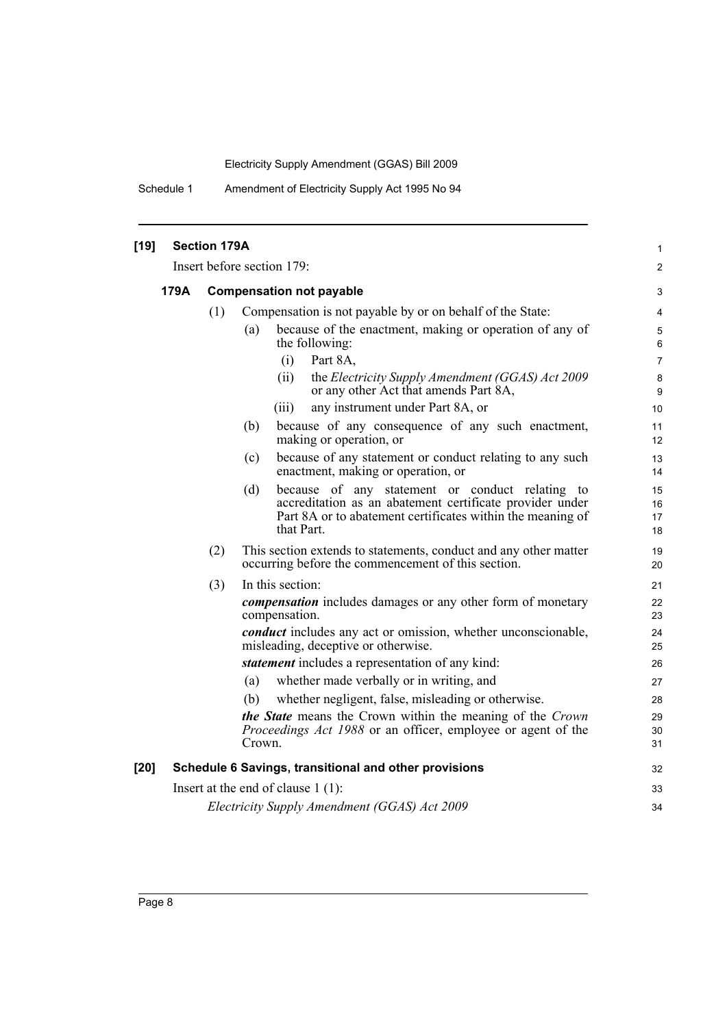## [19] Section 179A

Insert before section 179:

### 179A Compensation not payable

(1) Compensation is not payable by or on behalf of the State:

(a) because of the enactment, making or operation of any of the following:

(i) Part 8A,

(ii) the *Electricity Supply Amendment (GGAS) Act 2009* or any other Act that amends Part 8A,

(iii) any instrument under Part 8A, or

(b) because of any consequence of any such enactment, making or operation, or

(c) because of any statement or conduct relating to any such enactment, making or operation, or

(d) because of any statement or conduct relating to accreditation as an abatement certificate provider under Part 8A or to abatement certificates within the meaning of that Part.

(2) This section extends to statements, conduct and any other matter occurring before the commencement of this section.

(3) In this section:

***compensation*** includes damages or any other form of monetary compensation.

***conduct*** includes any act or omission, whether unconscionable, misleading, deceptive or otherwise.

***statement*** includes a representation of any kind:

(a) whether made verbally or in writing, and

(b) whether negligent, false, misleading or otherwise.

***the State*** means the Crown within the meaning of the *Crown Proceedings Act 1988* or an officer, employee or agent of the Crown.

## [20] Schedule 6 Savings, transitional and other provisions

Insert at the end of clause 1 (1):

*Electricity Supply Amendment (GGAS) Act 2009*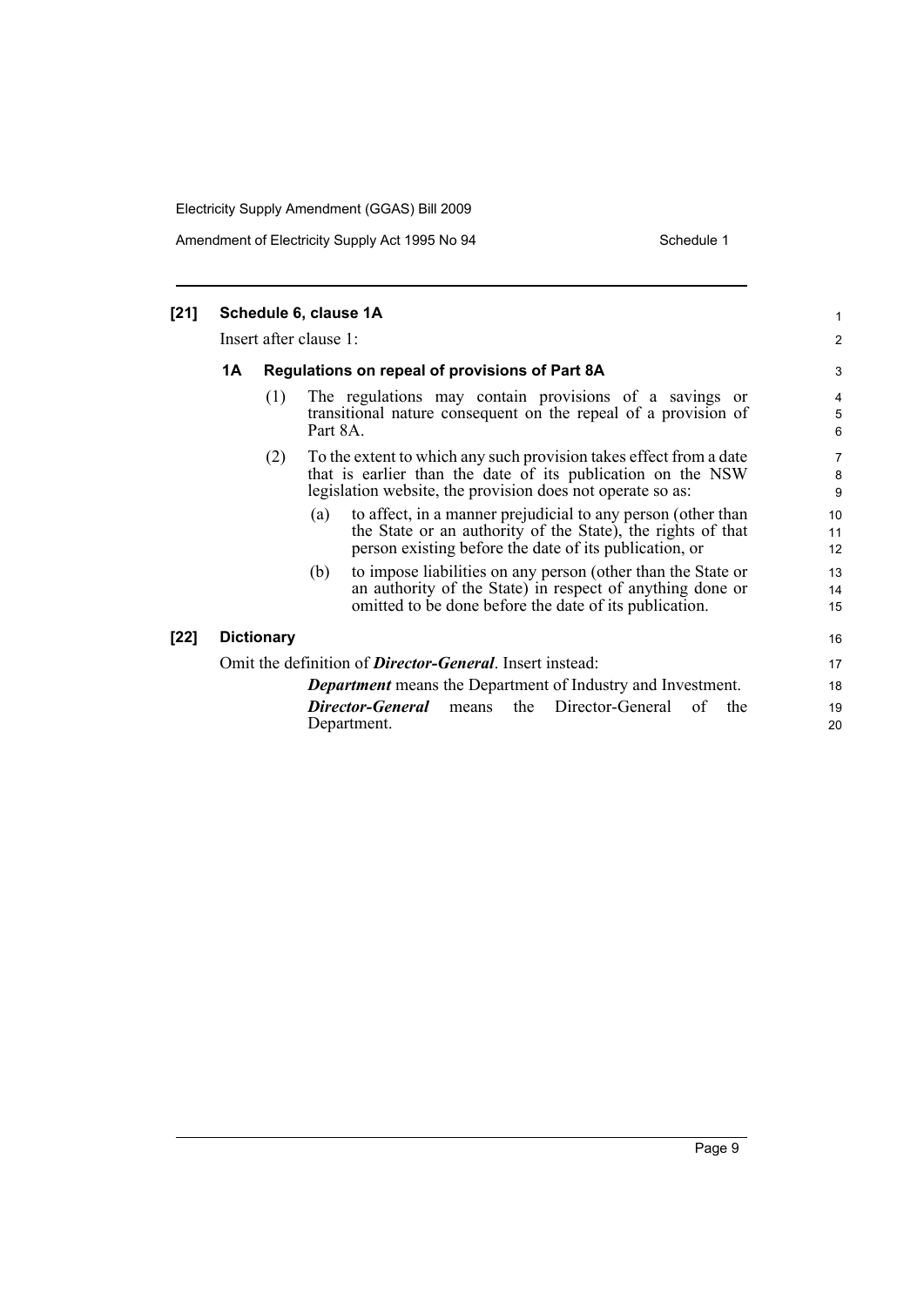**[21] Schedule 6, clause 1A**

Insert after clause 1:

**1A Regulations on repeal of provisions of Part 8A**

(1) The regulations may contain provisions of a savings or transitional nature consequent on the repeal of a provision of Part 8A.

(2) To the extent to which any such provision takes effect from a date that is earlier than the date of its publication on the NSW legislation website, the provision does not operate so as:

(a) to affect, in a manner prejudicial to any person (other than the State or an authority of the State), the rights of that person existing before the date of its publication, or

(b) to impose liabilities on any person (other than the State or an authority of the State) in respect of anything done or omitted to be done before the date of its publication.

**[22] Dictionary**

Omit the definition of ***Director-General***. Insert instead:

***Department*** means the Department of Industry and Investment.

***Director-General*** means the Director-General of the Department.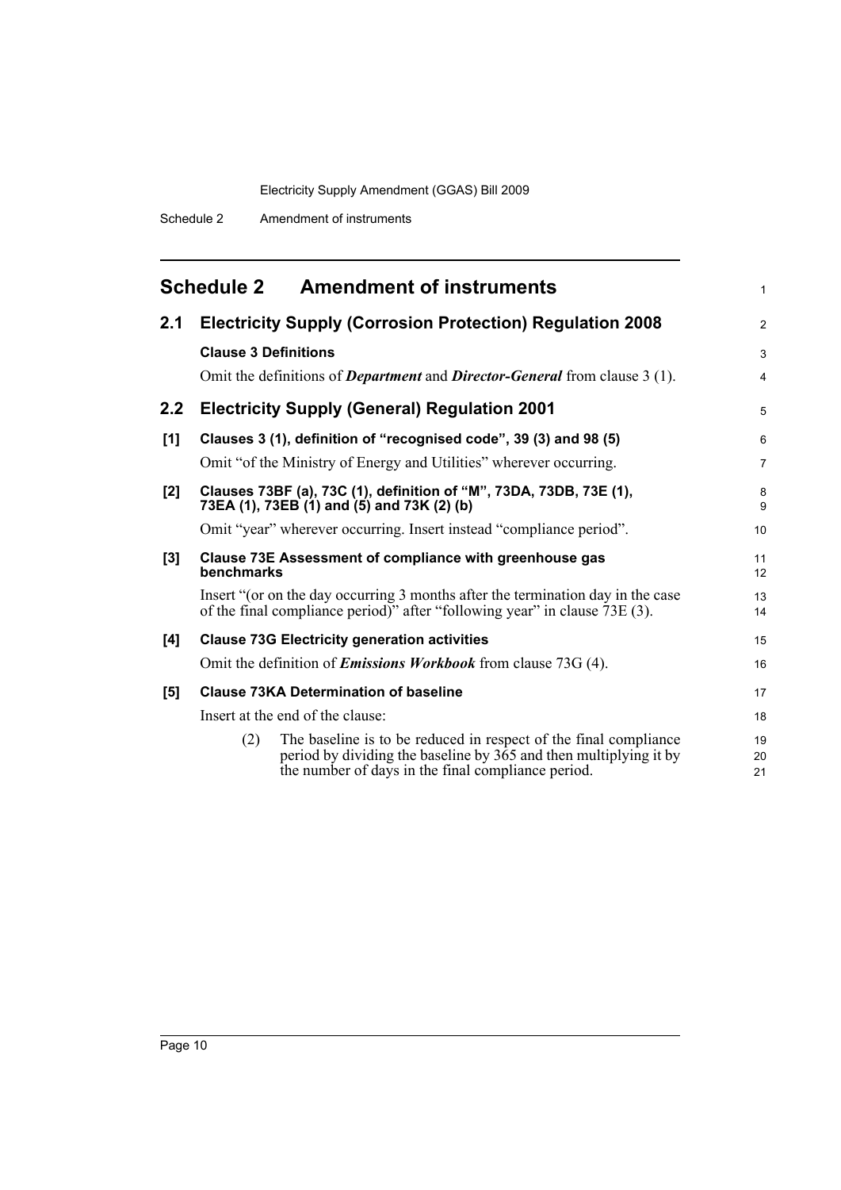## Schedule 2 Amendment of instruments

### 2.1 Electricity Supply (Corrosion Protection) Regulation 2008

**Clause 3 Definitions**

Omit the definitions of ***Department*** and ***Director-General*** from clause 3 (1).

### 2.2 Electricity Supply (General) Regulation 2001

**[1] Clauses 3 (1), definition of "recognised code", 39 (3) and 98 (5)**

Omit "of the Ministry of Energy and Utilities" wherever occurring.

**[2] Clauses 73BF (a), 73C (1), definition of "M", 73DA, 73DB, 73E (1), 73EA (1), 73EB (1) and (5) and 73K (2) (b)**

Omit "year" wherever occurring. Insert instead "compliance period".

**[3] Clause 73E Assessment of compliance with greenhouse gas benchmarks**

Insert "(or on the day occurring 3 months after the termination day in the case of the final compliance period)" after "following year" in clause 73E (3).

**[4] Clause 73G Electricity generation activities**

Omit the definition of ***Emissions Workbook*** from clause 73G (4).

**[5] Clause 73KA Determination of baseline**

Insert at the end of the clause:

(2) The baseline is to be reduced in respect of the final compliance period by dividing the baseline by 365 and then multiplying it by the number of days in the final compliance period.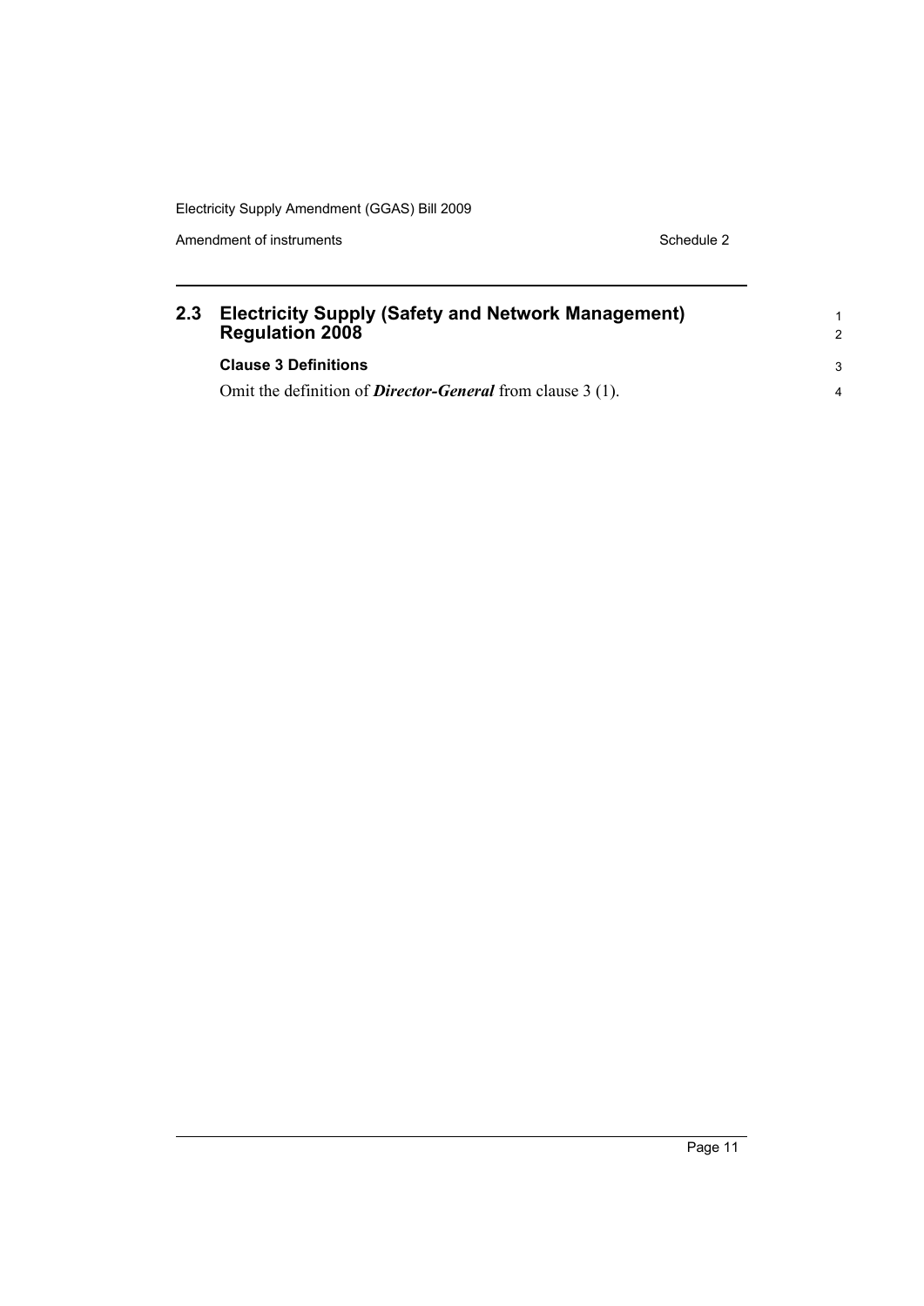## 2.3 Electricity Supply (Safety and Network Management) Regulation 2008

### Clause 3 Definitions

Omit the definition of ***Director-General*** from clause 3 (1).